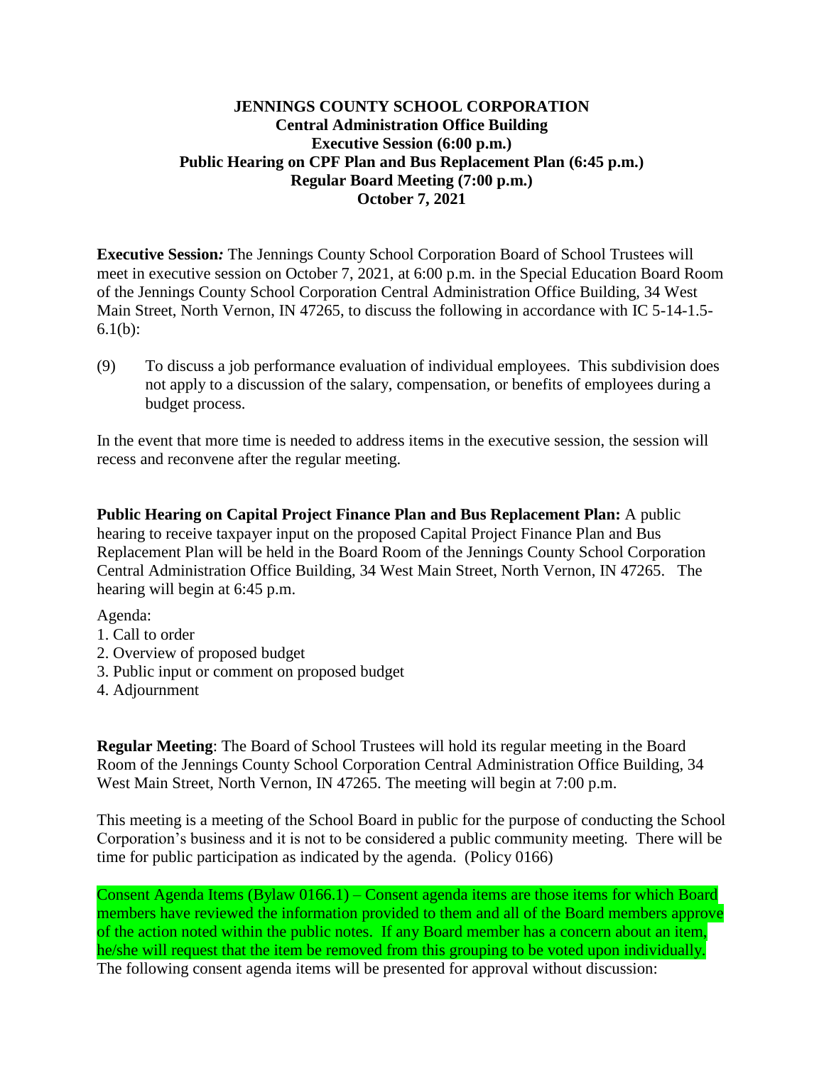# JENNINGS COUNTY SCHOOL CORPORATION
**Central Administration Office Building**
**Executive Session (6:00 p.m.)**
**Public Hearing on CPF Plan and Bus Replacement Plan (6:45 p.m.)**
**Regular Board Meeting (7:00 p.m.)**
**October 7, 2021**

**Executive Session*:*** The Jennings County School Corporation Board of School Trustees will meet in executive session on October 7, 2021, at 6:00 p.m. in the Special Education Board Room of the Jennings County School Corporation Central Administration Office Building, 34 West Main Street, North Vernon, IN 47265, to discuss the following in accordance with IC 5-14-1.5-6.1(b):

(9) To discuss a job performance evaluation of individual employees. This subdivision does not apply to a discussion of the salary, compensation, or benefits of employees during a budget process.

In the event that more time is needed to address items in the executive session, the session will recess and reconvene after the regular meeting.

**Public Hearing on Capital Project Finance Plan and Bus Replacement Plan:** A public hearing to receive taxpayer input on the proposed Capital Project Finance Plan and Bus Replacement Plan will be held in the Board Room of the Jennings County School Corporation Central Administration Office Building, 34 West Main Street, North Vernon, IN 47265. The hearing will begin at 6:45 p.m.

Agenda:
1. Call to order
2. Overview of proposed budget
3. Public input or comment on proposed budget
4. Adjournment

**Regular Meeting**: The Board of School Trustees will hold its regular meeting in the Board Room of the Jennings County School Corporation Central Administration Office Building, 34 West Main Street, North Vernon, IN 47265. The meeting will begin at 7:00 p.m.

This meeting is a meeting of the School Board in public for the purpose of conducting the School Corporation's business and it is not to be considered a public community meeting. There will be time for public participation as indicated by the agenda. (Policy 0166)

Consent Agenda Items (Bylaw 0166.1) – Consent agenda items are those items for which Board members have reviewed the information provided to them and all of the Board members approve of the action noted within the public notes. If any Board member has a concern about an item, he/she will request that the item be removed from this grouping to be voted upon individually. The following consent agenda items will be presented for approval without discussion: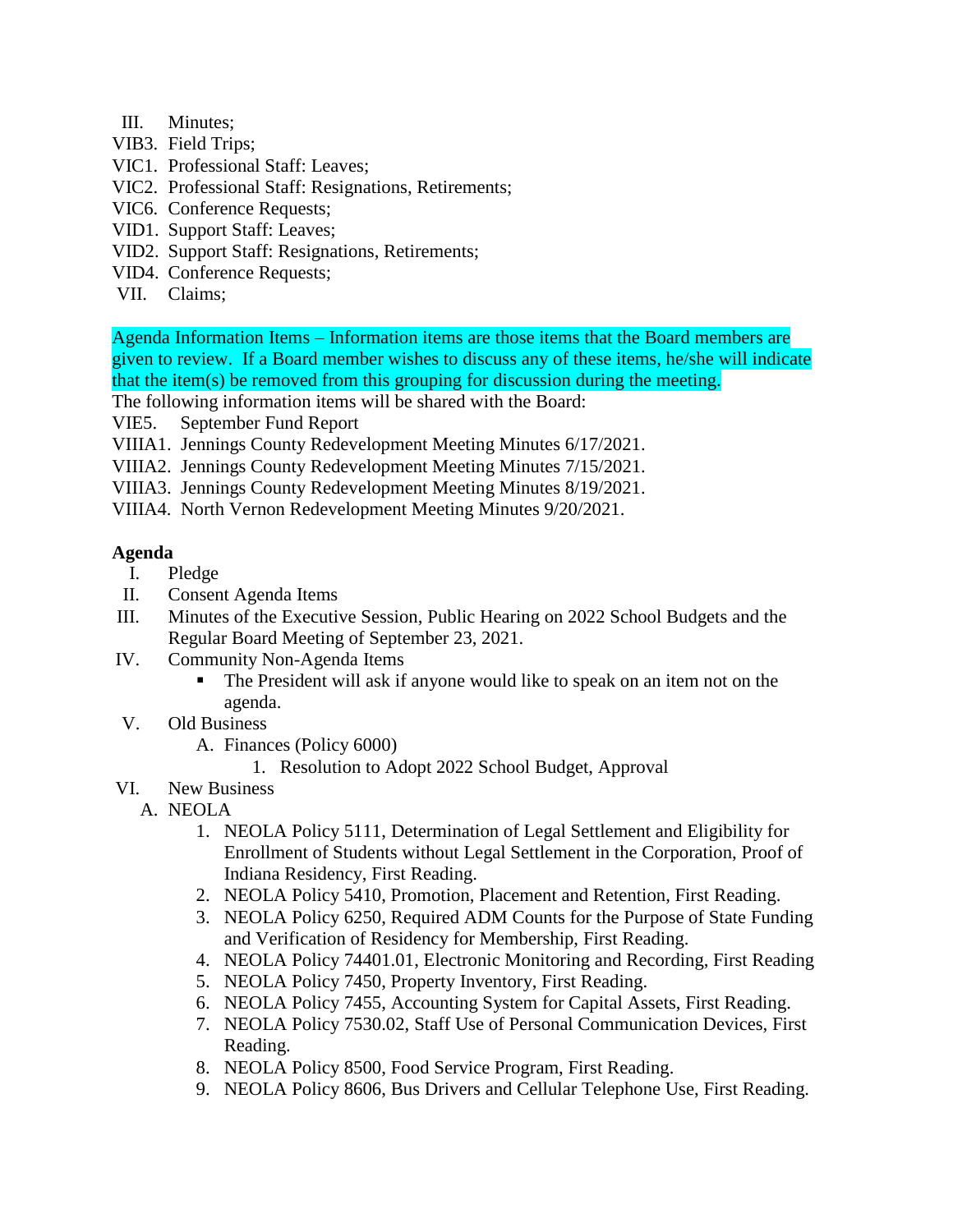- III. Minutes;
- VIB3. Field Trips;
- VIC1. Professional Staff: Leaves;
- VIC2. Professional Staff: Resignations, Retirements;
- VIC6. Conference Requests;
- VID1. Support Staff: Leaves;
- VID2. Support Staff: Resignations, Retirements;
- VID4. Conference Requests;
- VII. Claims;

Agenda Information Items – Information items are those items that the Board members are given to review. If a Board member wishes to discuss any of these items, he/she will indicate that the item(s) be removed from this grouping for discussion during the meeting.

The following information items will be shared with the Board:

- VIE5. September Fund Report
- VIIIA1. Jennings County Redevelopment Meeting Minutes 6/17/2021.
- VIIIA2. Jennings County Redevelopment Meeting Minutes 7/15/2021.
- VIIIA3. Jennings County Redevelopment Meeting Minutes 8/19/2021.
- VIIIA4. North Vernon Redevelopment Meeting Minutes 9/20/2021.

**Agenda**

- I. Pledge
- II. Consent Agenda Items
- III. Minutes of the Executive Session, Public Hearing on 2022 School Budgets and the Regular Board Meeting of September 23, 2021.
- IV. Community Non-Agenda Items
  - The President will ask if anyone would like to speak on an item not on the agenda.
- V. Old Business
  - A. Finances (Policy 6000)
    1. Resolution to Adopt 2022 School Budget, Approval
- VI. New Business
  - A. NEOLA
    1. NEOLA Policy 5111, Determination of Legal Settlement and Eligibility for Enrollment of Students without Legal Settlement in the Corporation, Proof of Indiana Residency, First Reading.
    2. NEOLA Policy 5410, Promotion, Placement and Retention, First Reading.
    3. NEOLA Policy 6250, Required ADM Counts for the Purpose of State Funding and Verification of Residency for Membership, First Reading.
    4. NEOLA Policy 74401.01, Electronic Monitoring and Recording, First Reading
    5. NEOLA Policy 7450, Property Inventory, First Reading.
    6. NEOLA Policy 7455, Accounting System for Capital Assets, First Reading.
    7. NEOLA Policy 7530.02, Staff Use of Personal Communication Devices, First Reading.
    8. NEOLA Policy 8500, Food Service Program, First Reading.
    9. NEOLA Policy 8606, Bus Drivers and Cellular Telephone Use, First Reading.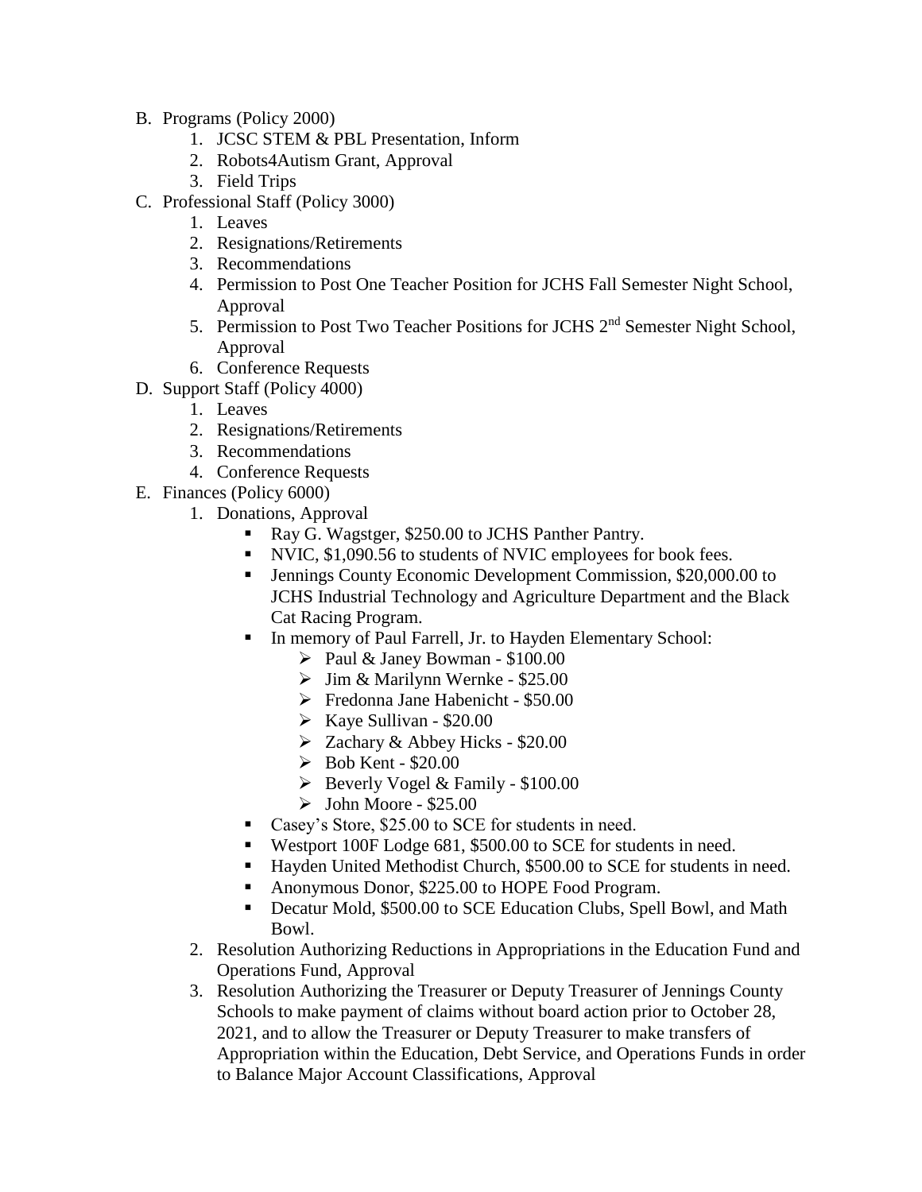B. Programs (Policy 2000)
    1. JCSC STEM & PBL Presentation, Inform
    2. Robots4Autism Grant, Approval
    3. Field Trips

C. Professional Staff (Policy 3000)
    1. Leaves
    2. Resignations/Retirements
    3. Recommendations
    4. Permission to Post One Teacher Position for JCHS Fall Semester Night School, Approval
    5. Permission to Post Two Teacher Positions for JCHS 2nd Semester Night School, Approval
    6. Conference Requests

D. Support Staff (Policy 4000)
    1. Leaves
    2. Resignations/Retirements
    3. Recommendations
    4. Conference Requests

E. Finances (Policy 6000)
    1. Donations, Approval
        - Ray G. Wagstger, $250.00 to JCHS Panther Pantry.
        - NVIC, $1,090.56 to students of NVIC employees for book fees.
        - Jennings County Economic Development Commission, $20,000.00 to JCHS Industrial Technology and Agriculture Department and the Black Cat Racing Program.
        - In memory of Paul Farrell, Jr. to Hayden Elementary School:
            - Paul & Janey Bowman - $100.00
            - Jim & Marilynn Wernke - $25.00
            - Fredonna Jane Habenicht - $50.00
            - Kaye Sullivan - $20.00
            - Zachary & Abbey Hicks - $20.00
            - Bob Kent - $20.00
            - Beverly Vogel & Family - $100.00
            - John Moore - $25.00
        - Casey's Store, $25.00 to SCE for students in need.
        - Westport 100F Lodge 681, $500.00 to SCE for students in need.
        - Hayden United Methodist Church, $500.00 to SCE for students in need.
        - Anonymous Donor, $225.00 to HOPE Food Program.
        - Decatur Mold, $500.00 to SCE Education Clubs, Spell Bowl, and Math Bowl.
    2. Resolution Authorizing Reductions in Appropriations in the Education Fund and Operations Fund, Approval
    3. Resolution Authorizing the Treasurer or Deputy Treasurer of Jennings County Schools to make payment of claims without board action prior to October 28, 2021, and to allow the Treasurer or Deputy Treasurer to make transfers of Appropriation within the Education, Debt Service, and Operations Funds in order to Balance Major Account Classifications, Approval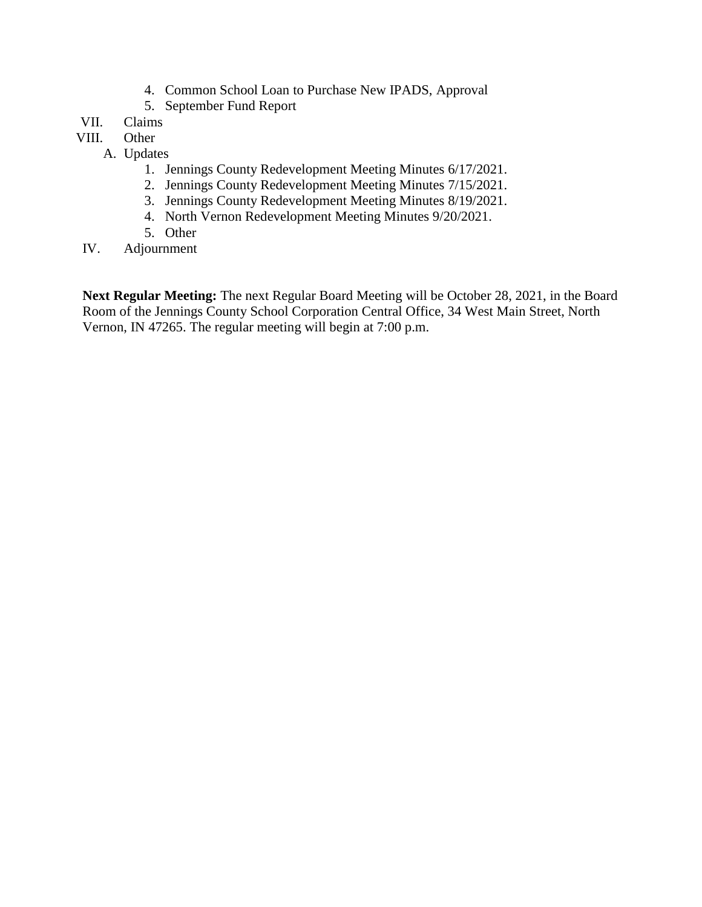4. Common School Loan to Purchase New IPADS, Approval
5. September Fund Report

VII. Claims

VIII. Other

A. Updates

1. Jennings County Redevelopment Meeting Minutes 6/17/2021.
2. Jennings County Redevelopment Meeting Minutes 7/15/2021.
3. Jennings County Redevelopment Meeting Minutes 8/19/2021.
4. North Vernon Redevelopment Meeting Minutes 9/20/2021.
5. Other

IV. Adjournment

**Next Regular Meeting:** The next Regular Board Meeting will be October 28, 2021, in the Board Room of the Jennings County School Corporation Central Office, 34 West Main Street, North Vernon, IN 47265. The regular meeting will begin at 7:00 p.m.